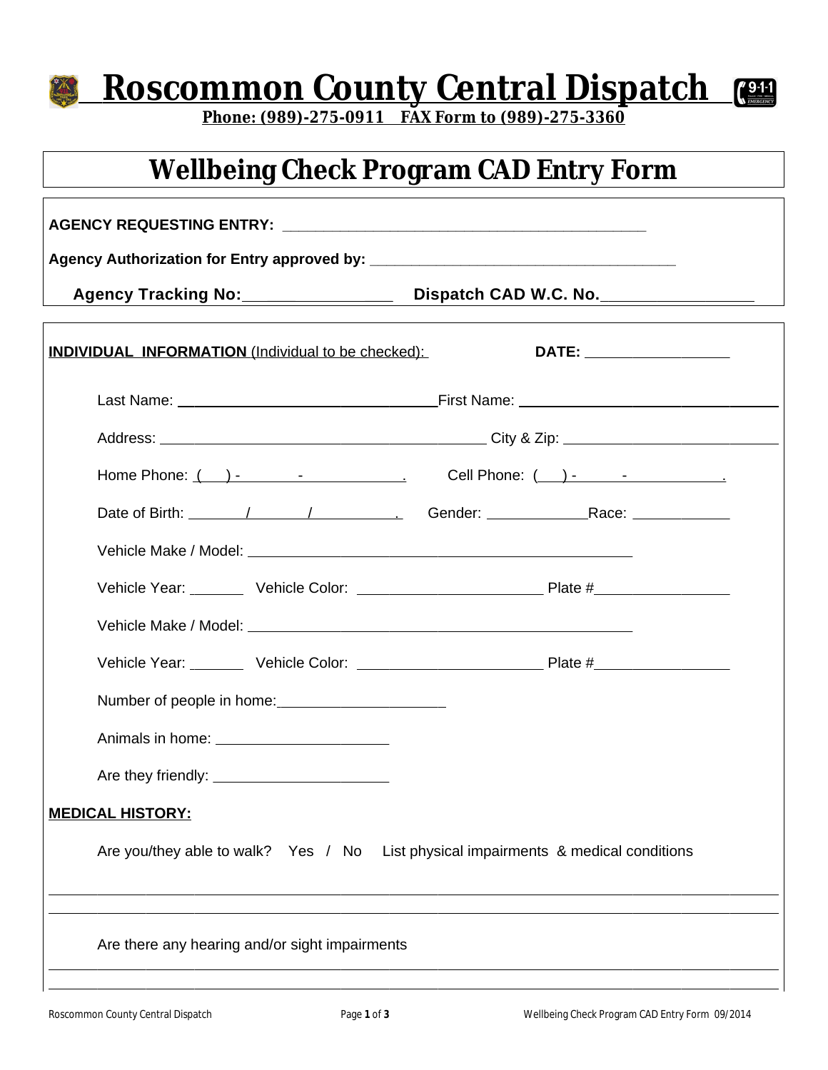# Roscommon County Central Dispatch

**Phone: (989)-275-0911 FAX Form to (989)-275-3360**

## Wellbeing Check Program CAD Entry Form

**AGENCY REQUESTING ENTRY:** ____________________________________________

**Agency Authorization for Entry approved by:** ____________________________________

**Agency Tracking No:** ________________ **Dispatch CAD W.C. No.** ________________

**INDIVIDUAL INFORMATION** (Individual to be checked): **DATE:** ________________

Last Name: ______________________________ First Name: ______________________________

Address: ________________________________________ City & Zip: ___________________________

Home Phone: ( ) - - . Cell Phone: ( ) - - .

Date of Birth: / / . Gender: ____________ Race: ____________

Vehicle Make / Model: ______________________________________________

Vehicle Year: _______ Vehicle Color: _____________________ Plate # ________________

Vehicle Make / Model: ______________________________________________

Vehicle Year: _______ Vehicle Color: _____________________ Plate # ________________

Number of people in home: ____________________

Animals in home: ____________________

Are they friendly: ____________________

**MEDICAL HISTORY:**

Are you/they able to walk? Yes / No List physical impairments & medical conditions

______________________________________________________________________________

______________________________________________________________________________

Are there any hearing and/or sight impairments

______________________________________________________________________________

______________________________________________________________________________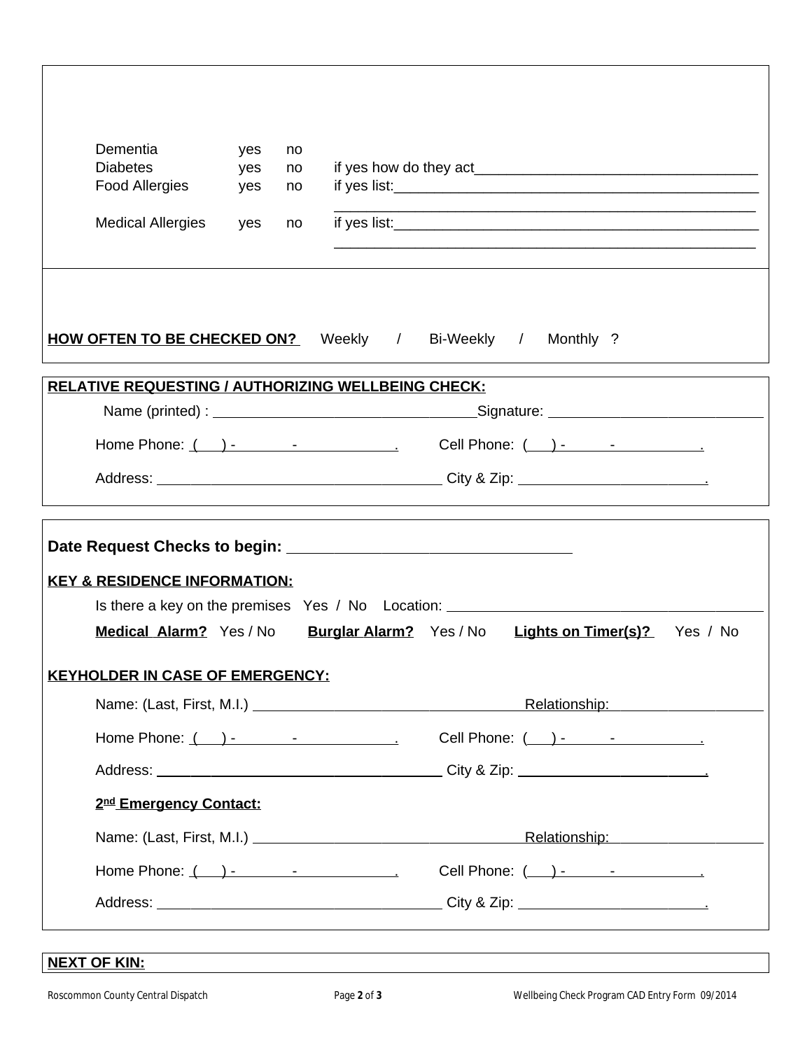| | | | |
|---|---|---|---|
| Dementia | yes | no | |
| Diabetes | yes | no | if yes how do they act___________________________________ |
| Food Allergies | yes | no | if yes list:_______________________________________________ |
| Medical Allergies | yes | no | if yes list:_______________________________________________ |

**HOW OFTEN TO BE CHECKED ON?** Weekly / Bi-Weekly / Monthly ?

**RELATIVE REQUESTING / AUTHORIZING WELLBEING CHECK:**

Name (printed) : ________________________________ Signature: ___________________________

Home Phone: ( ) - - . Cell Phone: ( ) - - .

Address: ___________________________________ City & Zip: _______________________.

**Date Request Checks to begin:** _________________________________

**KEY & RESIDENCE INFORMATION:**

Is there a key on the premises Yes / No Location: ______________________________________

**Medical Alarm?** Yes / No **Burglar Alarm?** Yes / No **Lights on Timer(s)?** Yes / No

**KEYHOLDER IN CASE OF EMERGENCY:**

Name: (Last, First, M.I.) __________________________________ Relationship: ___________________

Home Phone: ( ) - - . Cell Phone: ( ) - - .

Address: ___________________________________ City & Zip: _______________________.

**2nd Emergency Contact:**

Name: (Last, First, M.I.) __________________________________ Relationship: ___________________

Home Phone: ( ) - - . Cell Phone: ( ) - - .

Address: ___________________________________ City & Zip: _______________________.

**NEXT OF KIN:**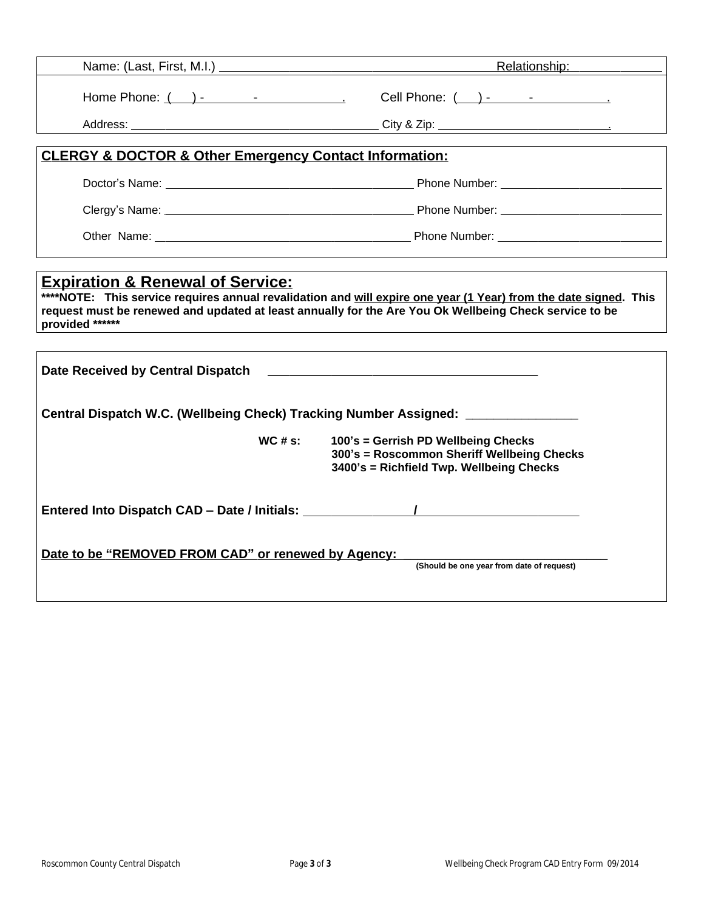Name: (Last, First, M.I.) ________________________________________ Relationship: ____________

Home Phone: ( ) - - . Cell Phone: ( ) - - .

Address: ______________________________________ City & Zip: __________________________.

**CLERGY & DOCTOR & Other Emergency Contact Information:**

Doctor's Name: ______________________________________ Phone Number: __________________________

Clergy's Name: ______________________________________ Phone Number: __________________________

Other Name: ________________________________________ Phone Number: __________________________

## Expiration & Renewal of Service:

**\*\*\*\*NOTE: This service requires annual revalidation and will expire one year (1 Year) from the date signed. This request must be renewed and updated at least annually for the Are You Ok Wellbeing Check service to be provided \*\*\*\*\*\***

**Date Received by Central Dispatch** ________________________________________

**Central Dispatch W.C. (Wellbeing Check) Tracking Number Assigned:** ________________

**WC # s:**
**100's = Gerrish PD Wellbeing Checks**
**300's = Roscommon Sheriff Wellbeing Checks**
**3400's = Richfield Twp. Wellbeing Checks**

**Entered Into Dispatch CAD – Date / Initials:** ________________/________________________

**Date to be "REMOVED FROM CAD" or renewed by Agency:** ______________________________
**(Should be one year from date of request)**